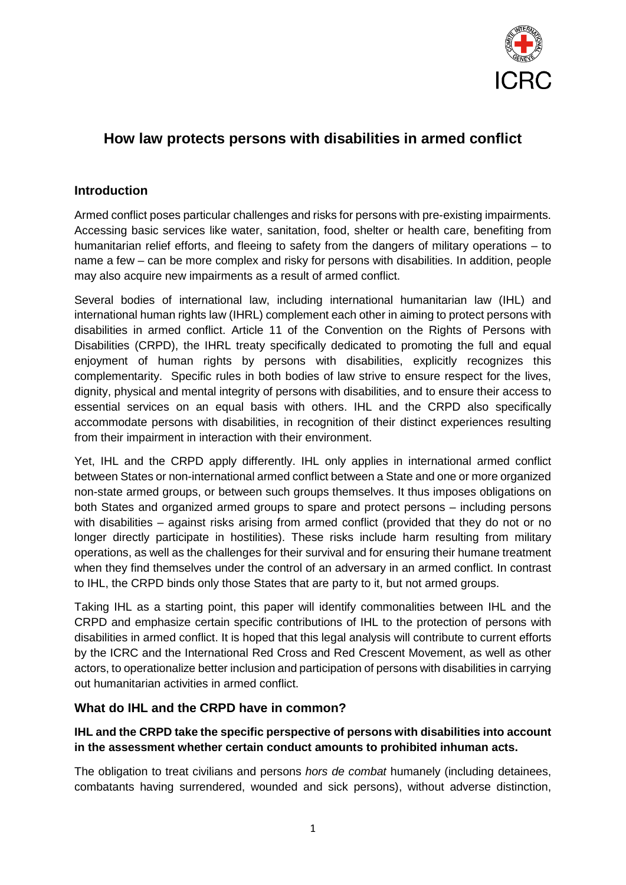# How law protects persons with disabilities in armed conflict

## Introduction

Armed conflict poses particular challenges and risks for persons with pre-existing impairments. Accessing basic services like water, sanitation, food, shelter or health care, benefiting from humanitarian relief efforts, and fleeing to safety from the dangers of military operations – to name a few – can be more complex and risky for persons with disabilities. In addition, people may also acquire new impairments as a result of armed conflict.

Several bodies of international law, including international humanitarian law (IHL) and international human rights law (IHRL) complement each other in aiming to protect persons with disabilities in armed conflict. Article 11 of the Convention on the Rights of Persons with Disabilities (CRPD), the IHRL treaty specifically dedicated to promoting the full and equal enjoyment of human rights by persons with disabilities, explicitly recognizes this complementarity. Specific rules in both bodies of law strive to ensure respect for the lives, dignity, physical and mental integrity of persons with disabilities, and to ensure their access to essential services on an equal basis with others. IHL and the CRPD also specifically accommodate persons with disabilities, in recognition of their distinct experiences resulting from their impairment in interaction with their environment.

Yet, IHL and the CRPD apply differently. IHL only applies in international armed conflict between States or non-international armed conflict between a State and one or more organized non-state armed groups, or between such groups themselves. It thus imposes obligations on both States and organized armed groups to spare and protect persons – including persons with disabilities – against risks arising from armed conflict (provided that they do not or no longer directly participate in hostilities). These risks include harm resulting from military operations, as well as the challenges for their survival and for ensuring their humane treatment when they find themselves under the control of an adversary in an armed conflict. In contrast to IHL, the CRPD binds only those States that are party to it, but not armed groups.

Taking IHL as a starting point, this paper will identify commonalities between IHL and the CRPD and emphasize certain specific contributions of IHL to the protection of persons with disabilities in armed conflict. It is hoped that this legal analysis will contribute to current efforts by the ICRC and the International Red Cross and Red Crescent Movement, as well as other actors, to operationalize better inclusion and participation of persons with disabilities in carrying out humanitarian activities in armed conflict.

## What do IHL and the CRPD have in common?

### IHL and the CRPD take the specific perspective of persons with disabilities into account in the assessment whether certain conduct amounts to prohibited inhuman acts.

The obligation to treat civilians and persons *hors de combat* humanely (including detainees, combatants having surrendered, wounded and sick persons), without adverse distinction,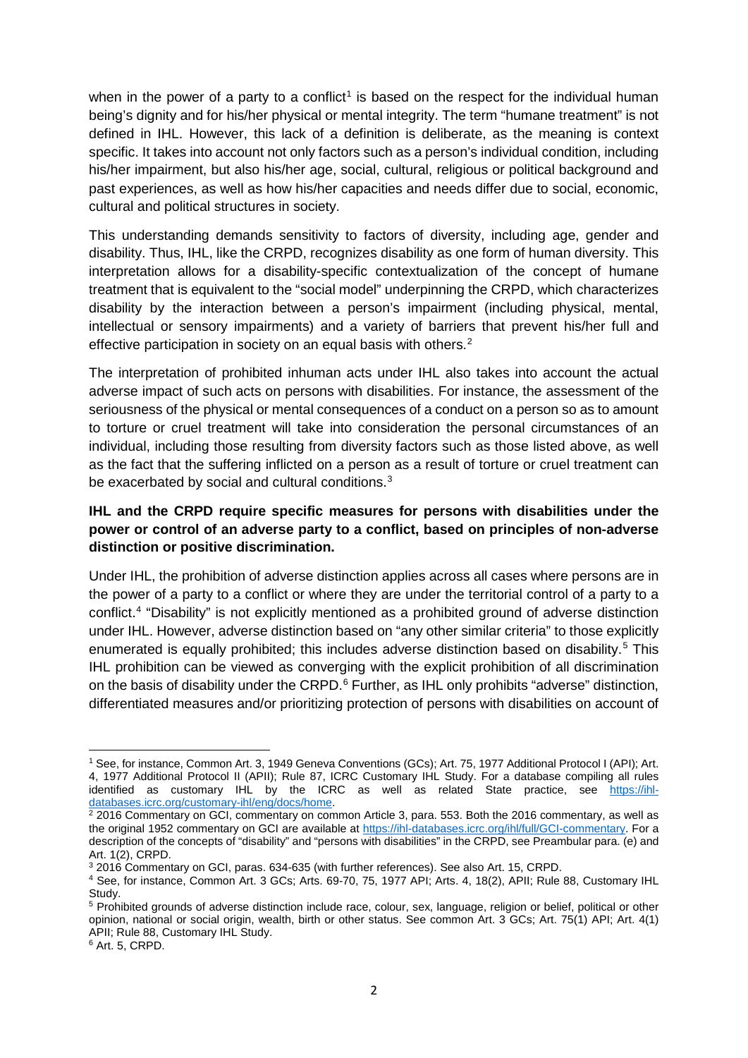when in the power of a party to a conflict[1] is based on the respect for the individual human being's dignity and for his/her physical or mental integrity. The term "humane treatment" is not defined in IHL. However, this lack of a definition is deliberate, as the meaning is context specific. It takes into account not only factors such as a person's individual condition, including his/her impairment, but also his/her age, social, cultural, religious or political background and past experiences, as well as how his/her capacities and needs differ due to social, economic, cultural and political structures in society.

This understanding demands sensitivity to factors of diversity, including age, gender and disability. Thus, IHL, like the CRPD, recognizes disability as one form of human diversity. This interpretation allows for a disability-specific contextualization of the concept of humane treatment that is equivalent to the "social model" underpinning the CRPD, which characterizes disability by the interaction between a person's impairment (including physical, mental, intellectual or sensory impairments) and a variety of barriers that prevent his/her full and effective participation in society on an equal basis with others.[2]

The interpretation of prohibited inhuman acts under IHL also takes into account the actual adverse impact of such acts on persons with disabilities. For instance, the assessment of the seriousness of the physical or mental consequences of a conduct on a person so as to amount to torture or cruel treatment will take into consideration the personal circumstances of an individual, including those resulting from diversity factors such as those listed above, as well as the fact that the suffering inflicted on a person as a result of torture or cruel treatment can be exacerbated by social and cultural conditions.[3]

**IHL and the CRPD require specific measures for persons with disabilities under the power or control of an adverse party to a conflict, based on principles of non-adverse distinction or positive discrimination.**

Under IHL, the prohibition of adverse distinction applies across all cases where persons are in the power of a party to a conflict or where they are under the territorial control of a party to a conflict.[4] "Disability" is not explicitly mentioned as a prohibited ground of adverse distinction under IHL. However, adverse distinction based on "any other similar criteria" to those explicitly enumerated is equally prohibited; this includes adverse distinction based on disability.[5] This IHL prohibition can be viewed as converging with the explicit prohibition of all discrimination on the basis of disability under the CRPD.[6] Further, as IHL only prohibits "adverse" distinction, differentiated measures and/or prioritizing protection of persons with disabilities on account of

---

[1] See, for instance, Common Art. 3, 1949 Geneva Conventions (GCs); Art. 75, 1977 Additional Protocol I (API); Art. 4, 1977 Additional Protocol II (APII); Rule 87, ICRC Customary IHL Study. For a database compiling all rules identified as customary IHL by the ICRC as well as related State practice, see https://ihl-databases.icrc.org/customary-ihl/eng/docs/home.

[2] 2016 Commentary on GCI, commentary on common Article 3, para. 553. Both the 2016 commentary, as well as the original 1952 commentary on GCI are available at https://ihl-databases.icrc.org/ihl/full/GCI-commentary. For a description of the concepts of "disability" and "persons with disabilities" in the CRPD, see Preambular para. (e) and Art. 1(2), CRPD.

[3] 2016 Commentary on GCI, paras. 634-635 (with further references). See also Art. 15, CRPD.

[4] See, for instance, Common Art. 3 GCs; Arts. 69-70, 75, 1977 API; Arts. 4, 18(2), APII; Rule 88, Customary IHL Study.

[5] Prohibited grounds of adverse distinction include race, colour, sex, language, religion or belief, political or other opinion, national or social origin, wealth, birth or other status. See common Art. 3 GCs; Art. 75(1) API; Art. 4(1) APII; Rule 88, Customary IHL Study.

[6] Art. 5, CRPD.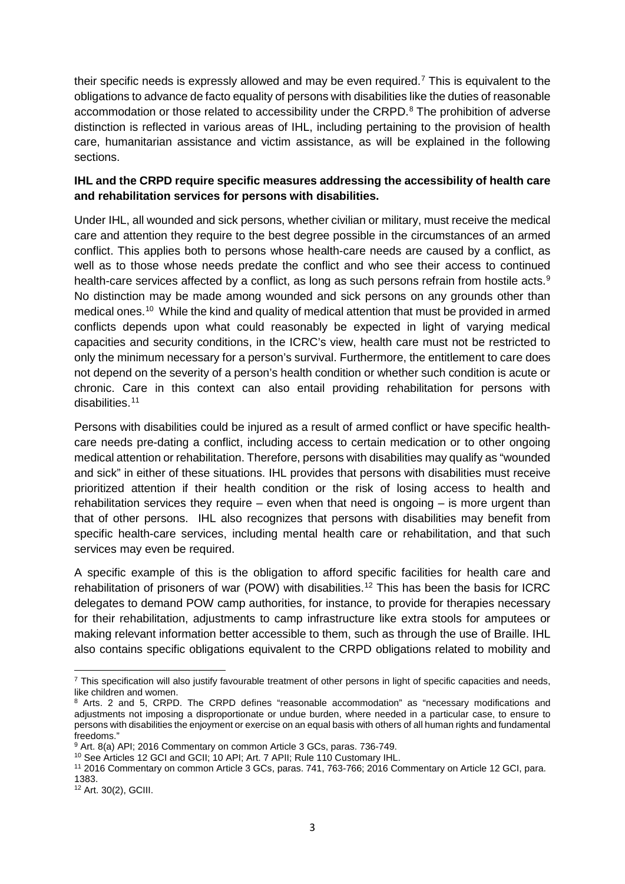their specific needs is expressly allowed and may be even required.[7] This is equivalent to the obligations to advance de facto equality of persons with disabilities like the duties of reasonable accommodation or those related to accessibility under the CRPD.[8] The prohibition of adverse distinction is reflected in various areas of IHL, including pertaining to the provision of health care, humanitarian assistance and victim assistance, as will be explained in the following sections.

**IHL and the CRPD require specific measures addressing the accessibility of health care and rehabilitation services for persons with disabilities.**

Under IHL, all wounded and sick persons, whether civilian or military, must receive the medical care and attention they require to the best degree possible in the circumstances of an armed conflict. This applies both to persons whose health-care needs are caused by a conflict, as well as to those whose needs predate the conflict and who see their access to continued health-care services affected by a conflict, as long as such persons refrain from hostile acts.[9] No distinction may be made among wounded and sick persons on any grounds other than medical ones.[10] While the kind and quality of medical attention that must be provided in armed conflicts depends upon what could reasonably be expected in light of varying medical capacities and security conditions, in the ICRC's view, health care must not be restricted to only the minimum necessary for a person's survival. Furthermore, the entitlement to care does not depend on the severity of a person's health condition or whether such condition is acute or chronic. Care in this context can also entail providing rehabilitation for persons with disabilities.[11]

Persons with disabilities could be injured as a result of armed conflict or have specific health-care needs pre-dating a conflict, including access to certain medication or to other ongoing medical attention or rehabilitation. Therefore, persons with disabilities may qualify as "wounded and sick" in either of these situations. IHL provides that persons with disabilities must receive prioritized attention if their health condition or the risk of losing access to health and rehabilitation services they require – even when that need is ongoing – is more urgent than that of other persons. IHL also recognizes that persons with disabilities may benefit from specific health-care services, including mental health care or rehabilitation, and that such services may even be required.

A specific example of this is the obligation to afford specific facilities for health care and rehabilitation of prisoners of war (POW) with disabilities.[12] This has been the basis for ICRC delegates to demand POW camp authorities, for instance, to provide for therapies necessary for their rehabilitation, adjustments to camp infrastructure like extra stools for amputees or making relevant information better accessible to them, such as through the use of Braille. IHL also contains specific obligations equivalent to the CRPD obligations related to mobility and

---

[7] This specification will also justify favourable treatment of other persons in light of specific capacities and needs, like children and women.

[8] Arts. 2 and 5, CRPD. The CRPD defines "reasonable accommodation" as "necessary modifications and adjustments not imposing a disproportionate or undue burden, where needed in a particular case, to ensure to persons with disabilities the enjoyment or exercise on an equal basis with others of all human rights and fundamental freedoms."

[9] Art. 8(a) API; 2016 Commentary on common Article 3 GCs, paras. 736-749.

[10] See Articles 12 GCI and GCII; 10 API; Art. 7 APII; Rule 110 Customary IHL.

[11] 2016 Commentary on common Article 3 GCs, paras. 741, 763-766; 2016 Commentary on Article 12 GCI, para. 1383.

[12] Art. 30(2), GCIII.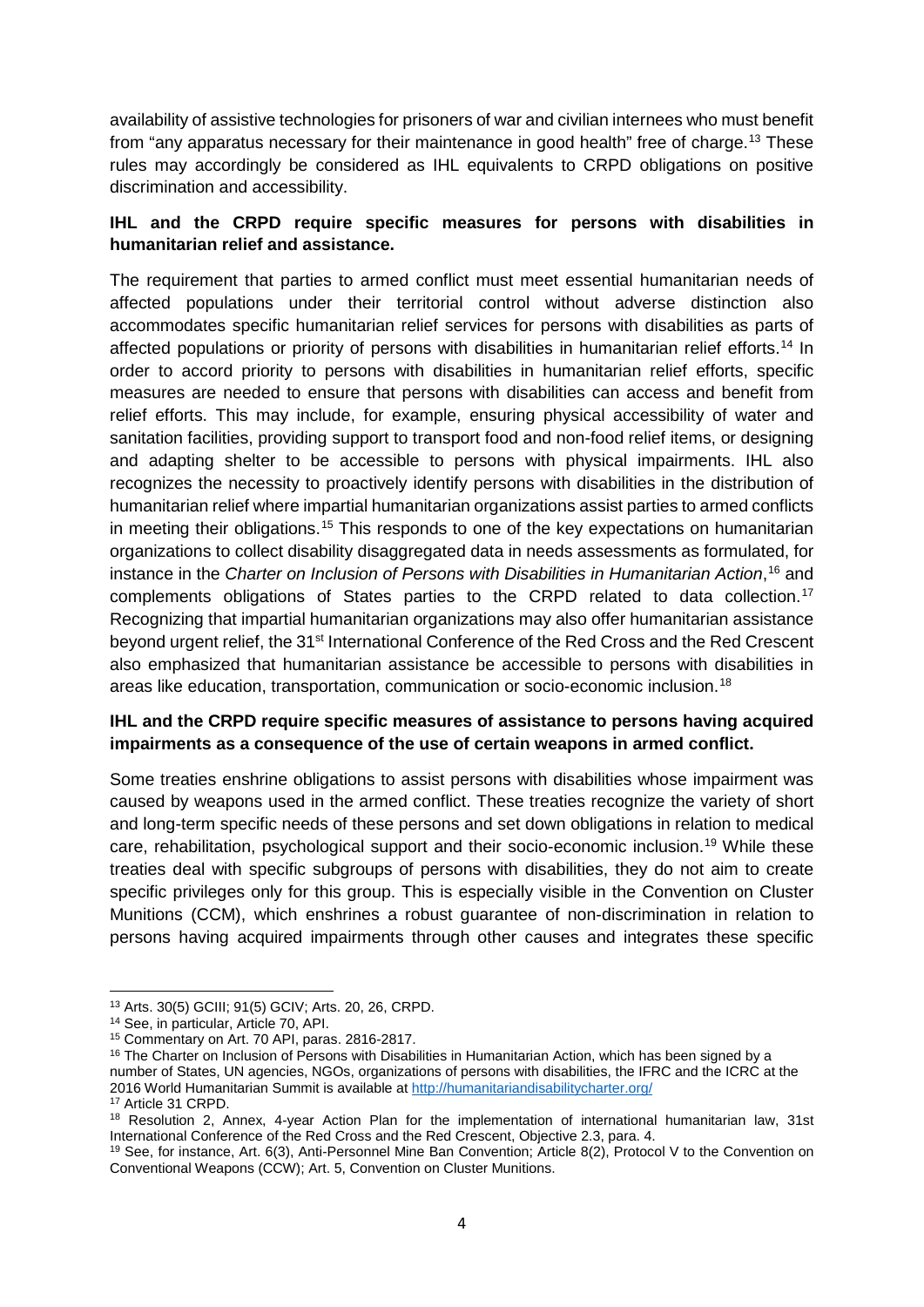availability of assistive technologies for prisoners of war and civilian internees who must benefit from "any apparatus necessary for their maintenance in good health" free of charge.[13] These rules may accordingly be considered as IHL equivalents to CRPD obligations on positive discrimination and accessibility.

**IHL and the CRPD require specific measures for persons with disabilities in humanitarian relief and assistance.**

The requirement that parties to armed conflict must meet essential humanitarian needs of affected populations under their territorial control without adverse distinction also accommodates specific humanitarian relief services for persons with disabilities as parts of affected populations or priority of persons with disabilities in humanitarian relief efforts.[14] In order to accord priority to persons with disabilities in humanitarian relief efforts, specific measures are needed to ensure that persons with disabilities can access and benefit from relief efforts. This may include, for example, ensuring physical accessibility of water and sanitation facilities, providing support to transport food and non-food relief items, or designing and adapting shelter to be accessible to persons with physical impairments. IHL also recognizes the necessity to proactively identify persons with disabilities in the distribution of humanitarian relief where impartial humanitarian organizations assist parties to armed conflicts in meeting their obligations.[15] This responds to one of the key expectations on humanitarian organizations to collect disability disaggregated data in needs assessments as formulated, for instance in the *Charter on Inclusion of Persons with Disabilities in Humanitarian Action*,[16] and complements obligations of States parties to the CRPD related to data collection.[17] Recognizing that impartial humanitarian organizations may also offer humanitarian assistance beyond urgent relief, the 31st International Conference of the Red Cross and the Red Crescent also emphasized that humanitarian assistance be accessible to persons with disabilities in areas like education, transportation, communication or socio-economic inclusion.[18]

**IHL and the CRPD require specific measures of assistance to persons having acquired impairments as a consequence of the use of certain weapons in armed conflict.**

Some treaties enshrine obligations to assist persons with disabilities whose impairment was caused by weapons used in the armed conflict. These treaties recognize the variety of short and long-term specific needs of these persons and set down obligations in relation to medical care, rehabilitation, psychological support and their socio-economic inclusion.[19] While these treaties deal with specific subgroups of persons with disabilities, they do not aim to create specific privileges only for this group. This is especially visible in the Convention on Cluster Munitions (CCM), which enshrines a robust guarantee of non-discrimination in relation to persons having acquired impairments through other causes and integrates these specific

---

[13] Arts. 30(5) GCIII; 91(5) GCIV; Arts. 20, 26, CRPD.

[14] See, in particular, Article 70, API.

[15] Commentary on Art. 70 API, paras. 2816-2817.

[16] The Charter on Inclusion of Persons with Disabilities in Humanitarian Action, which has been signed by a number of States, UN agencies, NGOs, organizations of persons with disabilities, the IFRC and the ICRC at the 2016 World Humanitarian Summit is available at http://humanitariandisabilitycharter.org/

[17] Article 31 CRPD.

[18] Resolution 2, Annex, 4-year Action Plan for the implementation of international humanitarian law, 31st International Conference of the Red Cross and the Red Crescent, Objective 2.3, para. 4.

[19] See, for instance, Art. 6(3), Anti-Personnel Mine Ban Convention; Article 8(2), Protocol V to the Convention on Conventional Weapons (CCW); Art. 5, Convention on Cluster Munitions.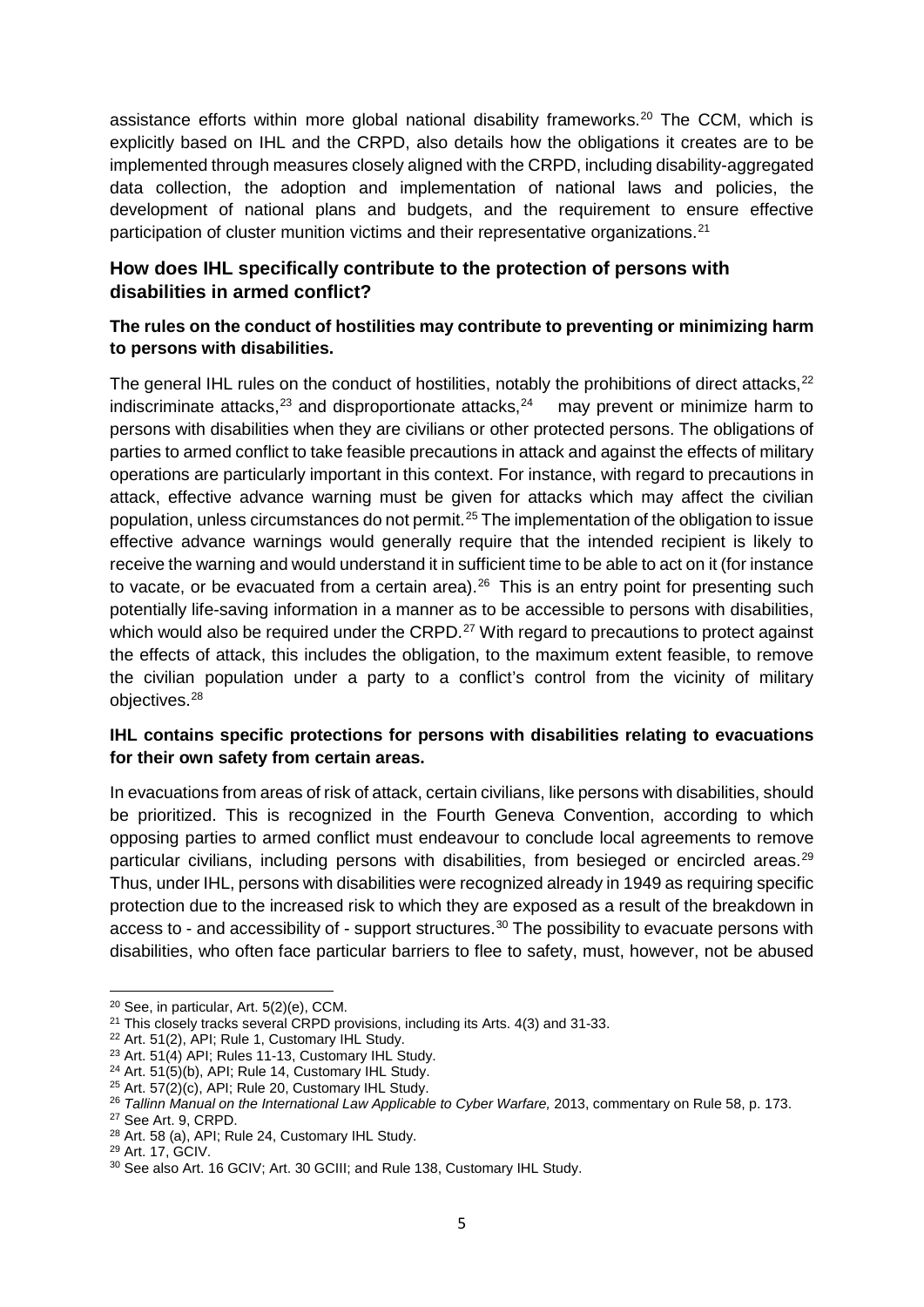assistance efforts within more global national disability frameworks.[20] The CCM, which is explicitly based on IHL and the CRPD, also details how the obligations it creates are to be implemented through measures closely aligned with the CRPD, including disability-aggregated data collection, the adoption and implementation of national laws and policies, the development of national plans and budgets, and the requirement to ensure effective participation of cluster munition victims and their representative organizations.[21]

### How does IHL specifically contribute to the protection of persons with disabilities in armed conflict?

#### The rules on the conduct of hostilities may contribute to preventing or minimizing harm to persons with disabilities.

The general IHL rules on the conduct of hostilities, notably the prohibitions of direct attacks,[22] indiscriminate attacks,[23] and disproportionate attacks,[24] may prevent or minimize harm to persons with disabilities when they are civilians or other protected persons. The obligations of parties to armed conflict to take feasible precautions in attack and against the effects of military operations are particularly important in this context. For instance, with regard to precautions in attack, effective advance warning must be given for attacks which may affect the civilian population, unless circumstances do not permit.[25] The implementation of the obligation to issue effective advance warnings would generally require that the intended recipient is likely to receive the warning and would understand it in sufficient time to be able to act on it (for instance to vacate, or be evacuated from a certain area).[26] This is an entry point for presenting such potentially life-saving information in a manner as to be accessible to persons with disabilities, which would also be required under the CRPD.[27] With regard to precautions to protect against the effects of attack, this includes the obligation, to the maximum extent feasible, to remove the civilian population under a party to a conflict's control from the vicinity of military objectives.[28]

#### IHL contains specific protections for persons with disabilities relating to evacuations for their own safety from certain areas.

In evacuations from areas of risk of attack, certain civilians, like persons with disabilities, should be prioritized. This is recognized in the Fourth Geneva Convention, according to which opposing parties to armed conflict must endeavour to conclude local agreements to remove particular civilians, including persons with disabilities, from besieged or encircled areas.[29] Thus, under IHL, persons with disabilities were recognized already in 1949 as requiring specific protection due to the increased risk to which they are exposed as a result of the breakdown in access to - and accessibility of - support structures.[30] The possibility to evacuate persons with disabilities, who often face particular barriers to flee to safety, must, however, not be abused

---

[20] See, in particular, Art. 5(2)(e), CCM.

[21] This closely tracks several CRPD provisions, including its Arts. 4(3) and 31-33.

[22] Art. 51(2), API; Rule 1, Customary IHL Study.

[23] Art. 51(4) API; Rules 11-13, Customary IHL Study.

[24] Art. 51(5)(b), API; Rule 14, Customary IHL Study.

[25] Art. 57(2)(c), API; Rule 20, Customary IHL Study.

[26] *Tallinn Manual on the International Law Applicable to Cyber Warfare,* 2013, commentary on Rule 58, p. 173.

[27] See Art. 9, CRPD.

[28] Art. 58 (a), API; Rule 24, Customary IHL Study.

[29] Art. 17, GCIV.

[30] See also Art. 16 GCIV; Art. 30 GCIII; and Rule 138, Customary IHL Study.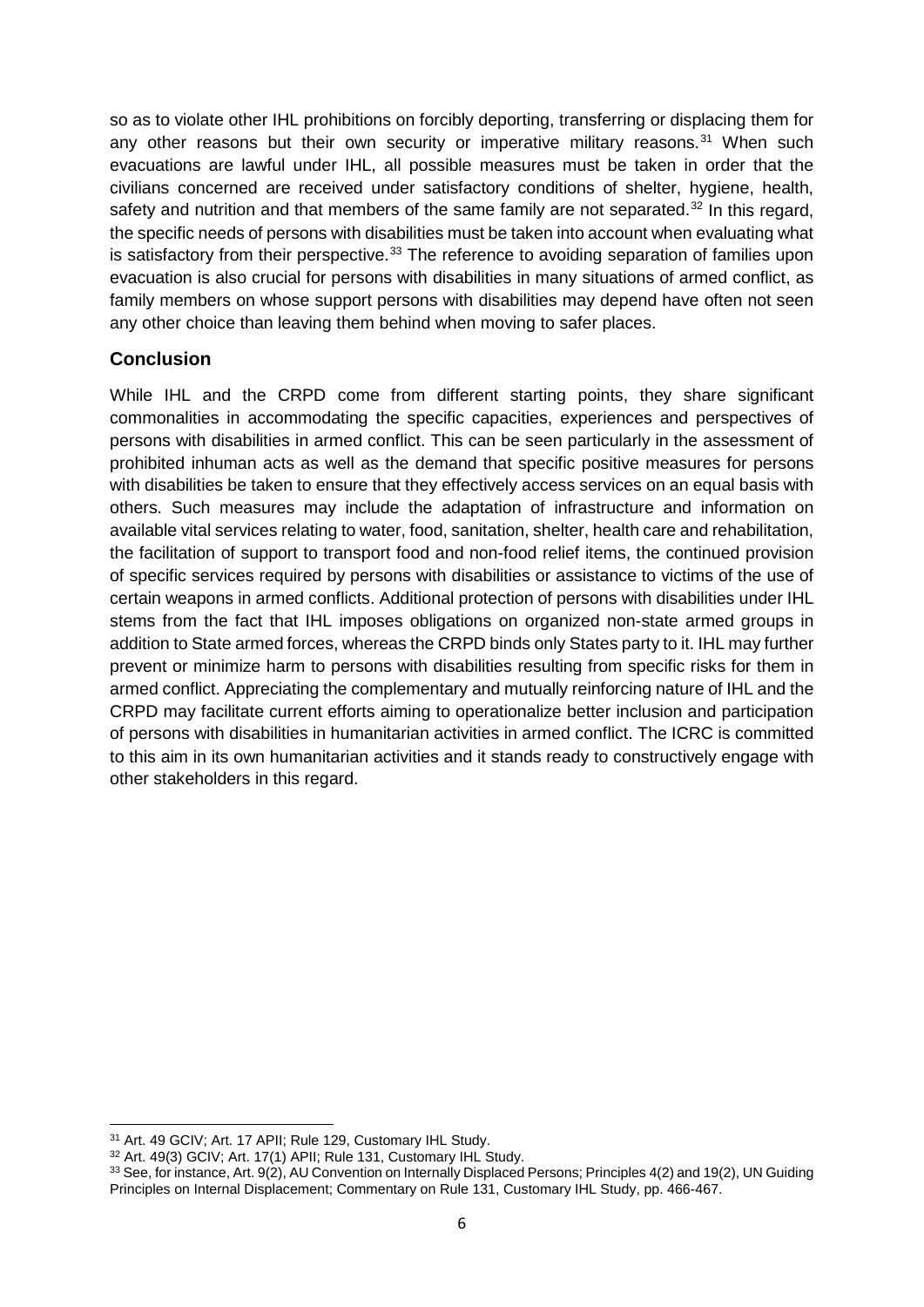so as to violate other IHL prohibitions on forcibly deporting, transferring or displacing them for any other reasons but their own security or imperative military reasons.[31] When such evacuations are lawful under IHL, all possible measures must be taken in order that the civilians concerned are received under satisfactory conditions of shelter, hygiene, health, safety and nutrition and that members of the same family are not separated.[32] In this regard, the specific needs of persons with disabilities must be taken into account when evaluating what is satisfactory from their perspective.[33] The reference to avoiding separation of families upon evacuation is also crucial for persons with disabilities in many situations of armed conflict, as family members on whose support persons with disabilities may depend have often not seen any other choice than leaving them behind when moving to safer places.

## Conclusion

While IHL and the CRPD come from different starting points, they share significant commonalities in accommodating the specific capacities, experiences and perspectives of persons with disabilities in armed conflict. This can be seen particularly in the assessment of prohibited inhuman acts as well as the demand that specific positive measures for persons with disabilities be taken to ensure that they effectively access services on an equal basis with others. Such measures may include the adaptation of infrastructure and information on available vital services relating to water, food, sanitation, shelter, health care and rehabilitation, the facilitation of support to transport food and non-food relief items, the continued provision of specific services required by persons with disabilities or assistance to victims of the use of certain weapons in armed conflicts. Additional protection of persons with disabilities under IHL stems from the fact that IHL imposes obligations on organized non-state armed groups in addition to State armed forces, whereas the CRPD binds only States party to it. IHL may further prevent or minimize harm to persons with disabilities resulting from specific risks for them in armed conflict. Appreciating the complementary and mutually reinforcing nature of IHL and the CRPD may facilitate current efforts aiming to operationalize better inclusion and participation of persons with disabilities in humanitarian activities in armed conflict. The ICRC is committed to this aim in its own humanitarian activities and it stands ready to constructively engage with other stakeholders in this regard.

[31] Art. 49 GCIV; Art. 17 APII; Rule 129, Customary IHL Study.

[32] Art. 49(3) GCIV; Art. 17(1) APII; Rule 131, Customary IHL Study.

[33] See, for instance, Art. 9(2), AU Convention on Internally Displaced Persons; Principles 4(2) and 19(2), UN Guiding Principles on Internal Displacement; Commentary on Rule 131, Customary IHL Study, pp. 466-467.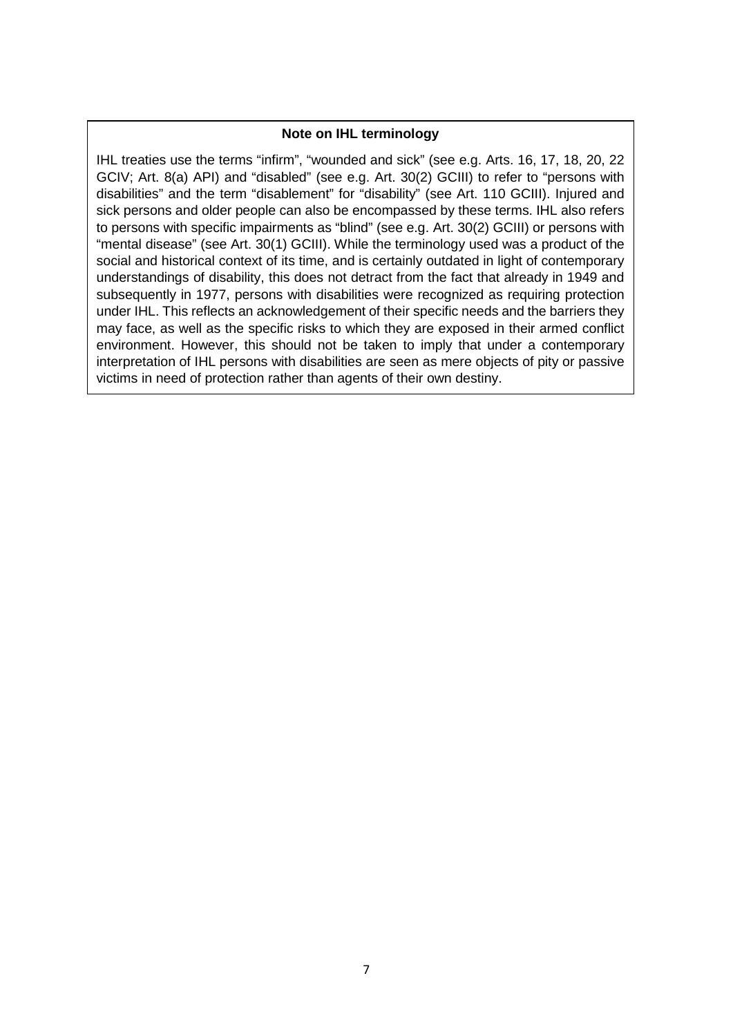**Note on IHL terminology**

IHL treaties use the terms "infirm", "wounded and sick" (see e.g. Arts. 16, 17, 18, 20, 22 GCIV; Art. 8(a) API) and "disabled" (see e.g. Art. 30(2) GCIII) to refer to "persons with disabilities" and the term "disablement" for "disability" (see Art. 110 GCIII). Injured and sick persons and older people can also be encompassed by these terms. IHL also refers to persons with specific impairments as "blind" (see e.g. Art. 30(2) GCIII) or persons with "mental disease" (see Art. 30(1) GCIII). While the terminology used was a product of the social and historical context of its time, and is certainly outdated in light of contemporary understandings of disability, this does not detract from the fact that already in 1949 and subsequently in 1977, persons with disabilities were recognized as requiring protection under IHL. This reflects an acknowledgement of their specific needs and the barriers they may face, as well as the specific risks to which they are exposed in their armed conflict environment. However, this should not be taken to imply that under a contemporary interpretation of IHL persons with disabilities are seen as mere objects of pity or passive victims in need of protection rather than agents of their own destiny.